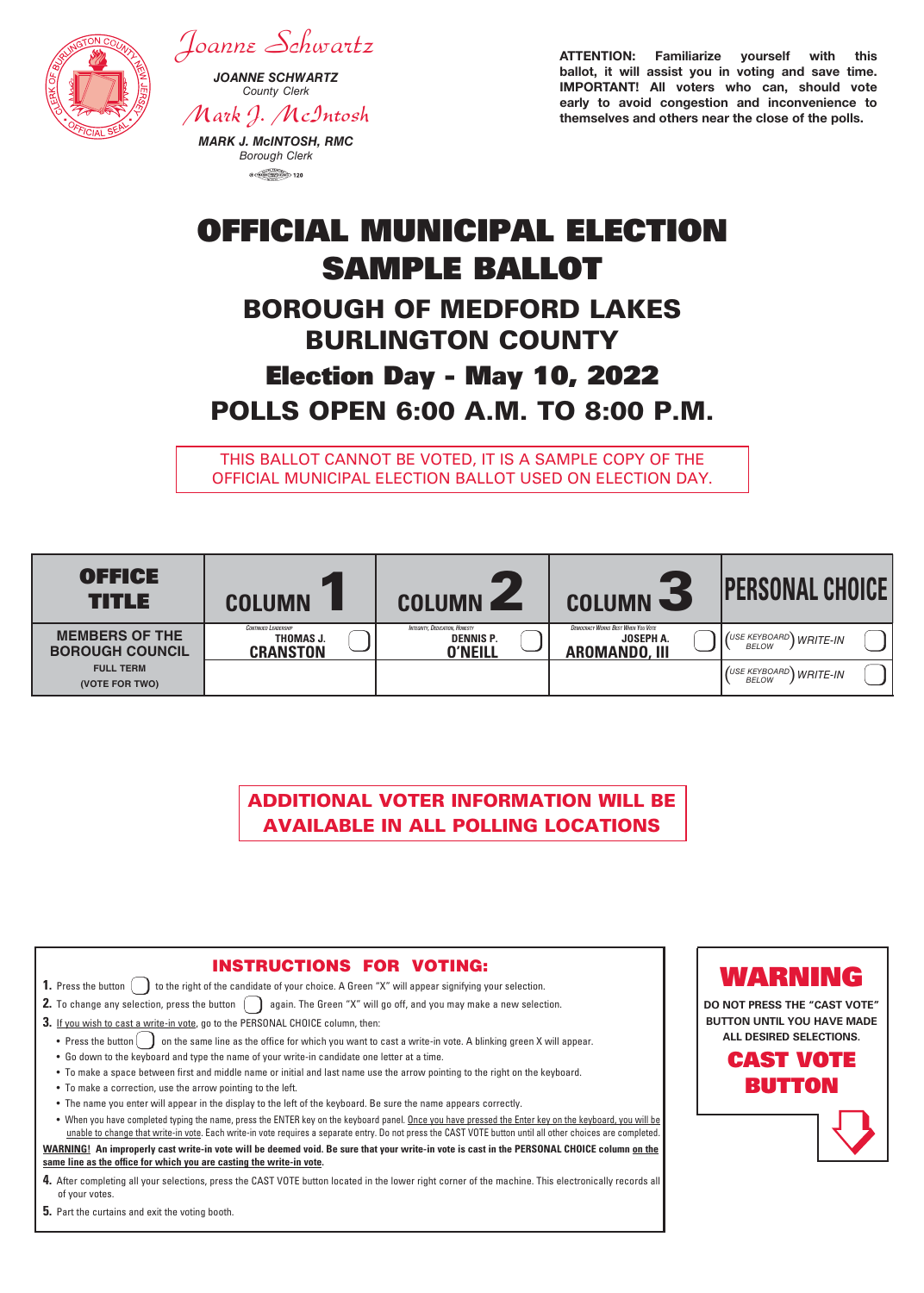*Joanne Schwartz*

**JOANNE SCHWARTZ**
*County Clerk*

*Mark J. McIntosh*

**MARK J. McINTOSH, RMC**
*Borough Clerk*

**ATTENTION: Familiarize yourself with this ballot, it will assist you in voting and save time. IMPORTANT! All voters who can, should vote early to avoid congestion and inconvenience to themselves and others near the close of the polls.**

# OFFICIAL MUNICIPAL ELECTION SAMPLE BALLOT

## BOROUGH OF MEDFORD LAKES
## BURLINGTON COUNTY

## Election Day - May 10, 2022

## POLLS OPEN 6:00 A.M. TO 8:00 P.M.

THIS BALLOT CANNOT BE VOTED, IT IS A SAMPLE COPY OF THE OFFICIAL MUNICIPAL ELECTION BALLOT USED ON ELECTION DAY.

| OFFICE TITLE | COLUMN 1 | COLUMN 2 | COLUMN 3 | PERSONAL CHOICE |
|---|---|---|---|---|
| **MEMBERS OF THE BOROUGH COUNCIL** FULL TERM (VOTE FOR TWO) | *Continued Leadership* THOMAS J. **CRANSTON** | *Integrity, Dedication, Honesty* DENNIS P. **O'NEILL** | *Democracy Works Best When You Vote* JOSEPH A. **AROMANDO, III** | (USE KEYBOARD BELOW) WRITE-IN |
| | | | | (USE KEYBOARD BELOW) WRITE-IN |

**ADDITIONAL VOTER INFORMATION WILL BE AVAILABLE IN ALL POLLING LOCATIONS**

## INSTRUCTIONS FOR VOTING:

1. Press the button to the right of the candidate of your choice. A Green "X" will appear signifying your selection.
2. To change any selection, press the button again. The Green "X" will go off, and you may make a new selection.
3. If you wish to cast a write-in vote, go to the PERSONAL CHOICE column, then:
   - Press the button on the same line as the office for which you want to cast a write-in vote. A blinking green X will appear.
   - Go down to the keyboard and type the name of your write-in candidate one letter at a time.
   - To make a space between first and middle name or initial and last name use the arrow pointing to the right on the keyboard.
   - To make a correction, use the arrow pointing to the left.
   - The name you enter will appear in the display to the left of the keyboard. Be sure the name appears correctly.
   - When you have completed typing the name, press the ENTER key on the keyboard panel. Once you have pressed the Enter key on the keyboard, you will be unable to change that write-in vote. Each write-in vote requires a separate entry. Do not press the CAST VOTE button until all other choices are completed.

**WARNING! An improperly cast write-in vote will be deemed void. Be sure that your write-in vote is cast in the PERSONAL CHOICE column on the same line as the office for which you are casting the write-in vote.**

4. After completing all your selections, press the CAST VOTE button located in the lower right corner of the machine. This electronically records all of your votes.
5. Part the curtains and exit the voting booth.

## WARNING

**DO NOT PRESS THE "CAST VOTE" BUTTON UNTIL YOU HAVE MADE ALL DESIRED SELECTIONS.**

**CAST VOTE BUTTON**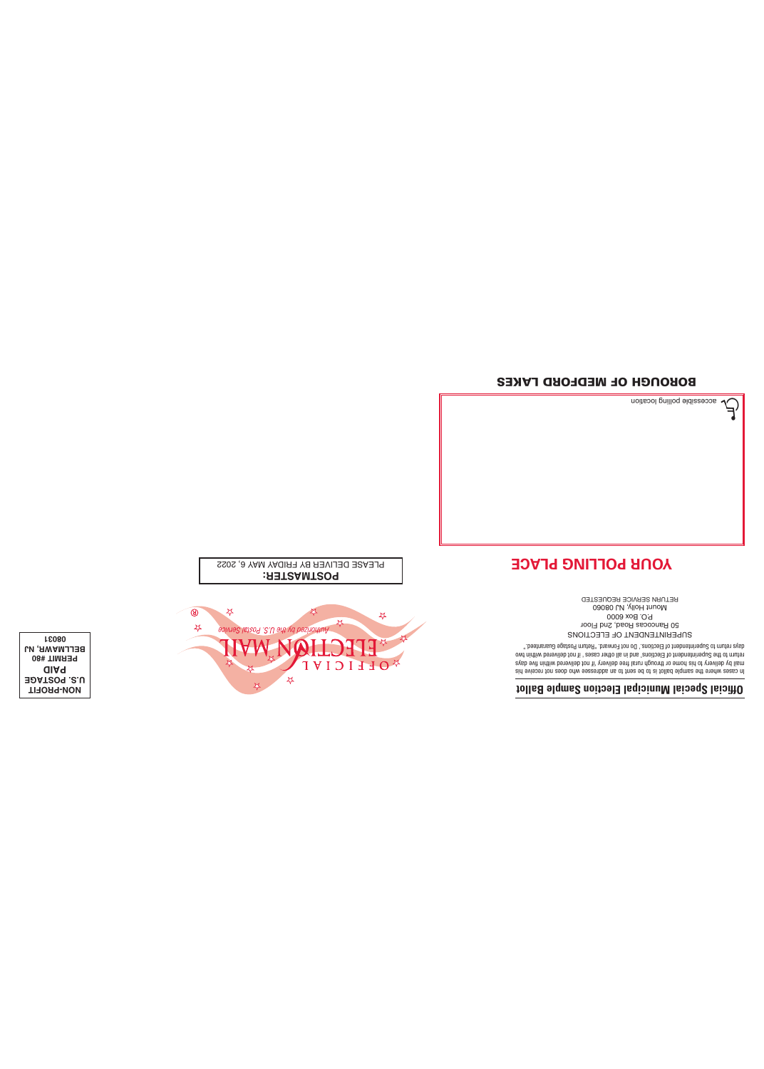## Official Special Municipal Election Sample Ballot

In cases where the sample ballot is to be sent to an addressee who does not receive his mail by delivery to his home or through rural free delivery, 'if not delivered within five days return to the Superintendent of Elections', and in all other cases, 'if not delivered within two days return to Superintendent of Elections.' 'Do not Forward.' "Return Postage Guaranteed."

SUPERINTENDENT OF ELECTIONS
50 Rancocas Road, 2nd Floor
P.O. Box 6000
Mount Holly, NJ 08060
RETURN SERVICE REQUESTED

NON-PROFIT
U.S. POSTAGE
PAID
PERMIT #80
BELLMAWR, NJ
08031

OFFICIAL ELECTION MAIL

Authorized by the U.S. Postal Service

**POSTMASTER:**
PLEASE DELIVER BY FRIDAY MAY 6, 2022

## YOUR POLLING PLACE

accessible polling location

## BOROUGH OF MEDFORD LAKES